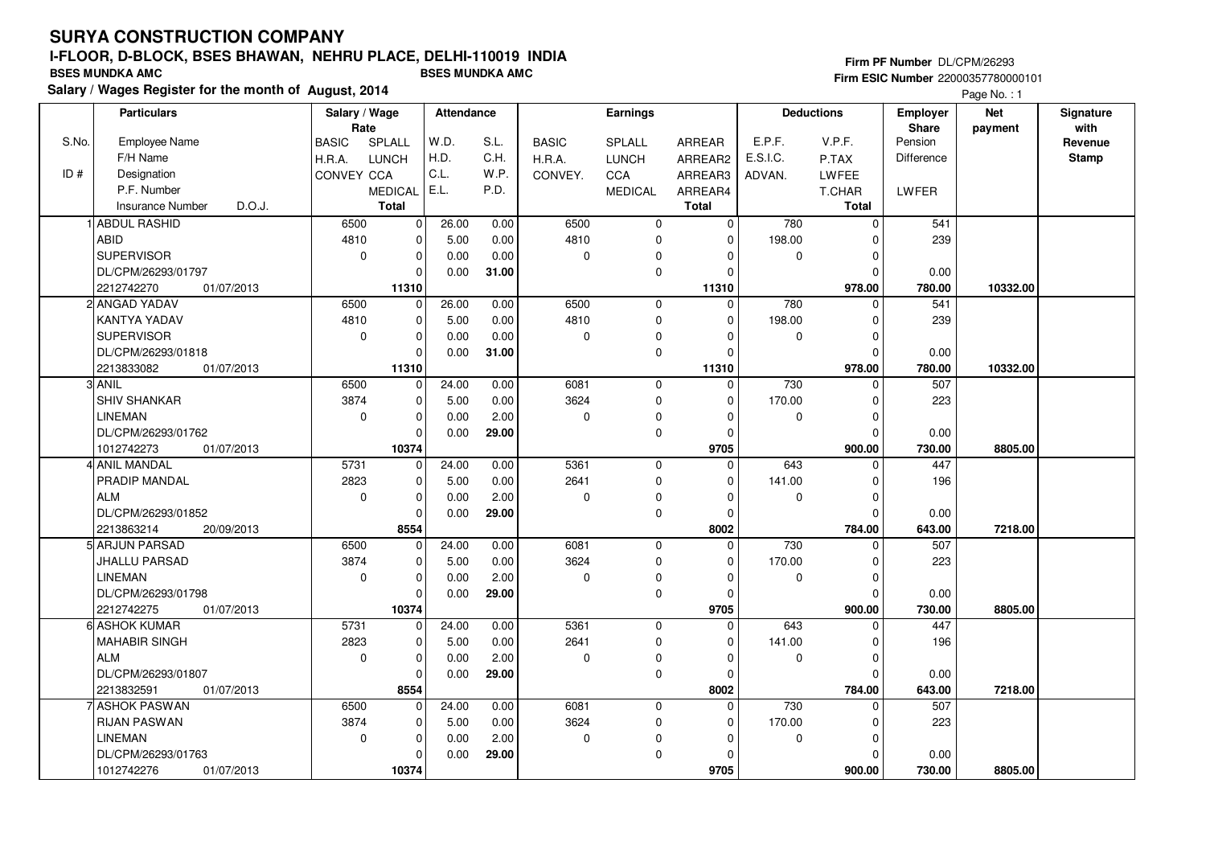# SURYA CONSTRUCTION COMPANY

## I-FLOOR, D-BLOCK, BSES BHAWAN, NEHRU PLACE, DELHI-110019 INDIA

**BSES MUNDKA AMC** **BSES MUNDKA AMC**

**Salary / Wages Register for the month of August, 2014**

**Firm PF Number** DL/CPM/26293
**Firm ESIC Number** 22000357780000101

Page No. : 1

| S.No. / ID # | Particulars | Salary / Wage Rate | | Attendance | | Earnings | | | Deductions | | Employer Share | Net payment | Signature with Revenue Stamp |
|---|---|---|---|---|---|---|---|---|---|---|---|---|---|
| S.No. | Employee Name | BASIC | SPLALL | W.D. | S.L. | BASIC | SPLALL | ARREAR | E.P.F. | V.P.F. | Pension | | |
| | F/H Name | H.R.A. | LUNCH | H.D. | C.H. | H.R.A. | LUNCH | ARREAR2 | E.S.I.C. | P.TAX | Difference | | |
| ID # | Designation | CONVEY | CCA | C.L. | W.P. | CONVEY. | CCA | ARREAR3 | ADVAN. | LWFEE | | | |
| | P.F. Number | | MEDICAL | E.L. | P.D. | | MEDICAL | ARREAR4 | | T.CHAR | LWFER | | |
| | Insurance Number D.O.J. | | Total | | | | | Total | | Total | | | |
| 1 | ABDUL RASHID | 6500 | 0 | 26.00 | 0.00 | 6500 | 0 | 0 | 780 | 0 | 541 | | |
| | ABID | 4810 | 0 | 5.00 | 0.00 | 4810 | 0 | 0 | 198.00 | 0 | 239 | | |
| | SUPERVISOR | 0 | 0 | 0.00 | 0.00 | 0 | 0 | 0 | 0 | 0 | | | |
| | DL/CPM/26293/01797 | | 0 | 0.00 | 31.00 | | 0 | 0 | | 0 | 0.00 | | |
| | 2212742270 01/07/2013 | | 11310 | | | | | 11310 | | 978.00 | 780.00 | 10332.00 | |
| 2 | ANGAD YADAV | 6500 | 0 | 26.00 | 0.00 | 6500 | 0 | 0 | 780 | 0 | 541 | | |
| | KANTYA YADAV | 4810 | 0 | 5.00 | 0.00 | 4810 | 0 | 0 | 198.00 | 0 | 239 | | |
| | SUPERVISOR | 0 | 0 | 0.00 | 0.00 | 0 | 0 | 0 | 0 | 0 | | | |
| | DL/CPM/26293/01818 | | 0 | 0.00 | 31.00 | | 0 | 0 | | 0 | 0.00 | | |
| | 2213833082 01/07/2013 | | 11310 | | | | | 11310 | | 978.00 | 780.00 | 10332.00 | |
| 3 | ANIL | 6500 | 0 | 24.00 | 0.00 | 6081 | 0 | 0 | 730 | 0 | 507 | | |
| | SHIV SHANKAR | 3874 | 0 | 5.00 | 0.00 | 3624 | 0 | 0 | 170.00 | 0 | 223 | | |
| | LINEMAN | 0 | 0 | 0.00 | 2.00 | 0 | 0 | 0 | 0 | 0 | | | |
| | DL/CPM/26293/01762 | | 0 | 0.00 | 29.00 | | 0 | 0 | | 0 | 0.00 | | |
| | 1012742273 01/07/2013 | | 10374 | | | | | 9705 | | 900.00 | 730.00 | 8805.00 | |
| 4 | ANIL MANDAL | 5731 | 0 | 24.00 | 0.00 | 5361 | 0 | 0 | 643 | 0 | 447 | | |
| | PRADIP MANDAL | 2823 | 0 | 5.00 | 0.00 | 2641 | 0 | 0 | 141.00 | 0 | 196 | | |
| | ALM | 0 | 0 | 0.00 | 2.00 | 0 | 0 | 0 | 0 | 0 | | | |
| | DL/CPM/26293/01852 | | 0 | 0.00 | 29.00 | | 0 | 0 | | 0 | 0.00 | | |
| | 2213863214 20/09/2013 | | 8554 | | | | | 8002 | | 784.00 | 643.00 | 7218.00 | |
| 5 | ARJUN PARSAD | 6500 | 0 | 24.00 | 0.00 | 6081 | 0 | 0 | 730 | 0 | 507 | | |
| | JHALLU PARSAD | 3874 | 0 | 5.00 | 0.00 | 3624 | 0 | 0 | 170.00 | 0 | 223 | | |
| | LINEMAN | 0 | 0 | 0.00 | 2.00 | 0 | 0 | 0 | 0 | 0 | | | |
| | DL/CPM/26293/01798 | | 0 | 0.00 | 29.00 | | 0 | 0 | | 0 | 0.00 | | |
| | 2212742275 01/07/2013 | | 10374 | | | | | 9705 | | 900.00 | 730.00 | 8805.00 | |
| 6 | ASHOK KUMAR | 5731 | 0 | 24.00 | 0.00 | 5361 | 0 | 0 | 643 | 0 | 447 | | |
| | MAHABIR SINGH | 2823 | 0 | 5.00 | 0.00 | 2641 | 0 | 0 | 141.00 | 0 | 196 | | |
| | ALM | 0 | 0 | 0.00 | 2.00 | 0 | 0 | 0 | 0 | 0 | | | |
| | DL/CPM/26293/01807 | | 0 | 0.00 | 29.00 | | 0 | 0 | | 0 | 0.00 | | |
| | 2213832591 01/07/2013 | | 8554 | | | | | 8002 | | 784.00 | 643.00 | 7218.00 | |
| 7 | ASHOK PASWAN | 6500 | 0 | 24.00 | 0.00 | 6081 | 0 | 0 | 730 | 0 | 507 | | |
| | RIJAN PASWAN | 3874 | 0 | 5.00 | 0.00 | 3624 | 0 | 0 | 170.00 | 0 | 223 | | |
| | LINEMAN | 0 | 0 | 0.00 | 2.00 | 0 | 0 | 0 | 0 | 0 | | | |
| | DL/CPM/26293/01763 | | 0 | 0.00 | 29.00 | | 0 | 0 | | 0 | 0.00 | | |
| | 1012742276 01/07/2013 | | 10374 | | | | | 9705 | | 900.00 | 730.00 | 8805.00 | |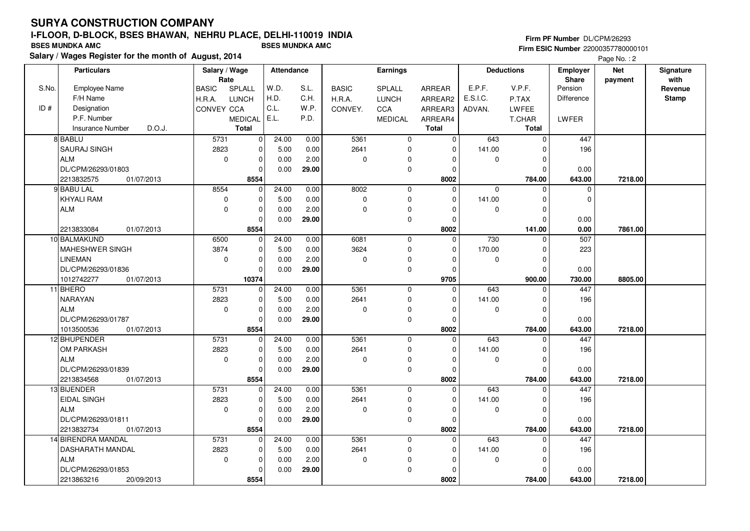# SURYA CONSTRUCTION COMPANY

## I-FLOOR, D-BLOCK, BSES BHAWAN, NEHRU PLACE, DELHI-110019 INDIA

**BSES MUNDKA AMC** **BSES MUNDKA AMC**

**Salary / Wages Register for the month of August, 2014**

**Firm PF Number** DL/CPM/26293
**Firm ESIC Number** 22000357780000101

| S.No. / ID # | Employee Name / F/H Name / Designation / P.F. Number / Insurance Number, D.O.J. | BASIC / H.R.A. / CONVEY | SPLALL / LUNCH / CCA / MEDICAL / Total | W.D. / H.D. / C.L. / E.L. | S.L. / C.H. / W.P. / P.D. | BASIC / H.R.A. / CONVEY. | SPLALL / LUNCH / CCA / MEDICAL | ARREAR / ARREAR2 / ARREAR3 / ARREAR4 / Total | E.P.F. / E.S.I.C. / ADVAN. | V.P.F. / P.TAX / LWFEE / T.CHAR / Total | Employer Share: Pension / Difference / LWFER | Net payment | Signature with Revenue Stamp |
|---|---|---|---|---|---|---|---|---|---|---|---|---|---|
| 8 | BABLU / SAURAJ SINGH / ALM / DL/CPM/26293/01803 / 2213832575, 01/07/2013 | 5731 / 2823 / 0 | 0 / 0 / 0 / 0 / 8554 | 24.00 / 5.00 / 0.00 / 0.00 | 0.00 / 0.00 / 2.00 / 29.00 | 5361 / 2641 / 0 | 0 / 0 / 0 / 0 | 0 / 0 / 0 / 0 / 8002 | 643 / 141.00 / 0 | 0 / 0 / 0 / 0 / 784.00 | 447 / 196 / 0.00 / 643.00 | 7218.00 | |
| 9 | BABU LAL / KHYALI RAM / ALM / / 2213833084, 01/07/2013 | 8554 / 0 / 0 | 0 / 0 / 0 / 0 / 8554 | 24.00 / 5.00 / 0.00 / 0.00 | 0.00 / 0.00 / 2.00 / 29.00 | 8002 / 0 / 0 | 0 / 0 / 0 / 0 | 0 / 0 / 0 / 0 / 8002 | 0 / 141.00 / 0 | 0 / 0 / 0 / 0 / 141.00 | 0 / 0 / 0.00 / 0.00 | 7861.00 | |
| 10 | BALMAKUND / MAHESHWER SINGH / LINEMAN / DL/CPM/26293/01836 / 1012742277, 01/07/2013 | 6500 / 3874 / 0 | 0 / 0 / 0 / 0 / 10374 | 24.00 / 5.00 / 0.00 / 0.00 | 0.00 / 0.00 / 2.00 / 29.00 | 6081 / 3624 / 0 | 0 / 0 / 0 / 0 | 0 / 0 / 0 / 0 / 9705 | 730 / 170.00 / 0 | 0 / 0 / 0 / 0 / 900.00 | 507 / 223 / 0.00 / 730.00 | 8805.00 | |
| 11 | BHERO / NARAYAN / ALM / DL/CPM/26293/01787 / 1013500536, 01/07/2013 | 5731 / 2823 / 0 | 0 / 0 / 0 / 0 / 8554 | 24.00 / 5.00 / 0.00 / 0.00 | 0.00 / 0.00 / 2.00 / 29.00 | 5361 / 2641 / 0 | 0 / 0 / 0 / 0 | 0 / 0 / 0 / 0 / 8002 | 643 / 141.00 / 0 | 0 / 0 / 0 / 0 / 784.00 | 447 / 196 / 0.00 / 643.00 | 7218.00 | |
| 12 | BHUPENDER / OM PARKASH / ALM / DL/CPM/26293/01839 / 2213834568, 01/07/2013 | 5731 / 2823 / 0 | 0 / 0 / 0 / 0 / 8554 | 24.00 / 5.00 / 0.00 / 0.00 | 0.00 / 0.00 / 2.00 / 29.00 | 5361 / 2641 / 0 | 0 / 0 / 0 / 0 | 0 / 0 / 0 / 0 / 8002 | 643 / 141.00 / 0 | 0 / 0 / 0 / 0 / 784.00 | 447 / 196 / 0.00 / 643.00 | 7218.00 | |
| 13 | BIJENDER / EIDAL SINGH / ALM / DL/CPM/26293/01811 / 2213832734, 01/07/2013 | 5731 / 2823 / 0 | 0 / 0 / 0 / 0 / 8554 | 24.00 / 5.00 / 0.00 / 0.00 | 0.00 / 0.00 / 2.00 / 29.00 | 5361 / 2641 / 0 | 0 / 0 / 0 / 0 | 0 / 0 / 0 / 0 / 8002 | 643 / 141.00 / 0 | 0 / 0 / 0 / 0 / 784.00 | 447 / 196 / 0.00 / 643.00 | 7218.00 | |
| 14 | BIRENDRA MANDAL / DASHARATH MANDAL / ALM / DL/CPM/26293/01853 / 2213863216, 20/09/2013 | 5731 / 2823 / 0 | 0 / 0 / 0 / 0 / 8554 | 24.00 / 5.00 / 0.00 / 0.00 | 0.00 / 0.00 / 2.00 / 29.00 | 5361 / 2641 / 0 | 0 / 0 / 0 / 0 | 0 / 0 / 0 / 0 / 8002 | 643 / 141.00 / 0 | 0 / 0 / 0 / 0 / 784.00 | 447 / 196 / 0.00 / 643.00 | 7218.00 | |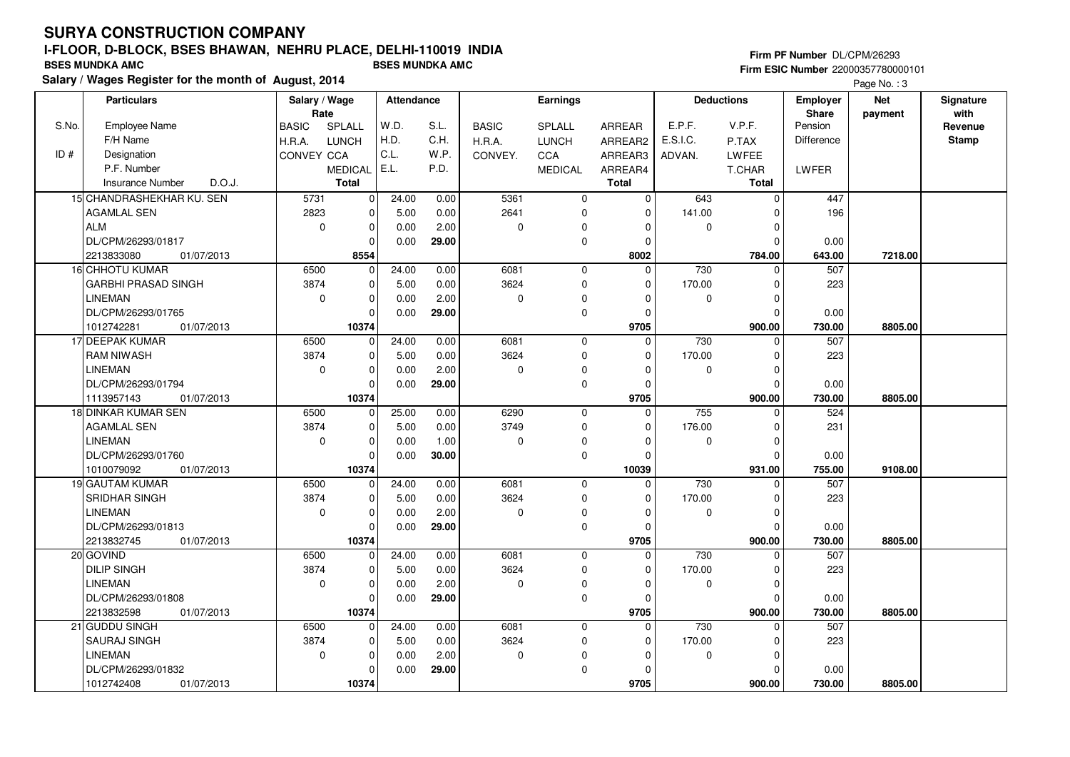# SURYA CONSTRUCTION COMPANY

**I-FLOOR, D-BLOCK, BSES BHAWAN, NEHRU PLACE, DELHI-110019 INDIA**

**BSES MUNDKA AMC** **BSES MUNDKA AMC**

**Salary / Wages Register for the month of August, 2014**

**Firm PF Number** DL/CPM/26293

**Firm ESIC Number** 22000357780000101

| S.No. / ID # | Particulars: Employee Name / F/H Name / Designation / P.F. Number / Insurance Number D.O.J. | Salary / Wage Rate: BASIC / H.R.A. / CONVEY | SPLALL / LUNCH / CCA / MEDICAL / Total | Attendance: W.D. / H.D. / C.L. / E.L. | S.L. / C.H. / W.P. / P.D. | Earnings: BASIC / H.R.A. / CONVEY. | SPLALL / LUNCH / CCA / MEDICAL | ARREAR / ARREAR2 / ARREAR3 / ARREAR4 / Total | Deductions: E.P.F. / E.S.I.C. / ADVAN. | V.P.F. / P.TAX / LWFEE / T.CHAR / Total | Employer Share: Pension / Difference / LWFER | Net payment | Signature with Revenue Stamp |
|---|---|---|---|---|---|---|---|---|---|---|---|---|---|
| 15 | CHANDRASHEKHAR KU. SEN<br>AGAMLAL SEN<br>ALM<br>DL/CPM/26293/01817<br>2213833080 01/07/2013 | 5731<br>2823<br>0 | 0<br>0<br>0<br>0<br>**8554** | 24.00<br>5.00<br>0.00<br>0.00 | 0.00<br>0.00<br>2.00<br>**29.00** | 5361<br>2641<br>0 | 0<br>0<br>0<br>0 | 0<br>0<br>0<br>0<br>**8002** | 643<br>141.00<br>0 | 0<br>0<br>0<br>0<br>**784.00** | 447<br>196<br>0.00<br>**643.00** | **7218.00** | |
| 16 | CHHOTU KUMAR<br>GARBHI PRASAD SINGH<br>LINEMAN<br>DL/CPM/26293/01765<br>1012742281 01/07/2013 | 6500<br>3874<br>0 | 0<br>0<br>0<br>0<br>**10374** | 24.00<br>5.00<br>0.00<br>0.00 | 0.00<br>0.00<br>2.00<br>**29.00** | 6081<br>3624<br>0 | 0<br>0<br>0<br>0 | 0<br>0<br>0<br>0<br>**9705** | 730<br>170.00<br>0 | 0<br>0<br>0<br>0<br>**900.00** | 507<br>223<br>0.00<br>**730.00** | **8805.00** | |
| 17 | DEEPAK KUMAR<br>RAM NIWASH<br>LINEMAN<br>DL/CPM/26293/01794<br>1113957143 01/07/2013 | 6500<br>3874<br>0 | 0<br>0<br>0<br>0<br>**10374** | 24.00<br>5.00<br>0.00<br>0.00 | 0.00<br>0.00<br>2.00<br>**29.00** | 6081<br>3624<br>0 | 0<br>0<br>0<br>0 | 0<br>0<br>0<br>0<br>**9705** | 730<br>170.00<br>0 | 0<br>0<br>0<br>0<br>**900.00** | 507<br>223<br>0.00<br>**730.00** | **8805.00** | |
| 18 | DINKAR KUMAR SEN<br>AGAMLAL SEN<br>LINEMAN<br>DL/CPM/26293/01760<br>1010079092 01/07/2013 | 6500<br>3874<br>0 | 0<br>0<br>0<br>0<br>**10374** | 25.00<br>5.00<br>0.00<br>0.00 | 0.00<br>0.00<br>1.00<br>**30.00** | 6290<br>3749<br>0 | 0<br>0<br>0<br>0 | 0<br>0<br>0<br>0<br>**10039** | 755<br>176.00<br>0 | 0<br>0<br>0<br>0<br>**931.00** | 524<br>231<br>0.00<br>**755.00** | **9108.00** | |
| 19 | GAUTAM KUMAR<br>SRIDHAR SINGH<br>LINEMAN<br>DL/CPM/26293/01813<br>2213832745 01/07/2013 | 6500<br>3874<br>0 | 0<br>0<br>0<br>0<br>**10374** | 24.00<br>5.00<br>0.00<br>0.00 | 0.00<br>0.00<br>2.00<br>**29.00** | 6081<br>3624<br>0 | 0<br>0<br>0<br>0 | 0<br>0<br>0<br>0<br>**9705** | 730<br>170.00<br>0 | 0<br>0<br>0<br>0<br>**900.00** | 507<br>223<br>0.00<br>**730.00** | **8805.00** | |
| 20 | GOVIND<br>DILIP SINGH<br>LINEMAN<br>DL/CPM/26293/01808<br>2213832598 01/07/2013 | 6500<br>3874<br>0 | 0<br>0<br>0<br>0<br>**10374** | 24.00<br>5.00<br>0.00<br>0.00 | 0.00<br>0.00<br>2.00<br>**29.00** | 6081<br>3624<br>0 | 0<br>0<br>0<br>0 | 0<br>0<br>0<br>0<br>**9705** | 730<br>170.00<br>0 | 0<br>0<br>0<br>0<br>**900.00** | 507<br>223<br>0.00<br>**730.00** | **8805.00** | |
| 21 | GUDDU SINGH<br>SAURAJ SINGH<br>LINEMAN<br>DL/CPM/26293/01832<br>1012742408 01/07/2013 | 6500<br>3874<br>0 | 0<br>0<br>0<br>0<br>**10374** | 24.00<br>5.00<br>0.00<br>0.00 | 0.00<br>0.00<br>2.00<br>**29.00** | 6081<br>3624<br>0 | 0<br>0<br>0<br>0 | 0<br>0<br>0<br>0<br>**9705** | 730<br>170.00<br>0 | 0<br>0<br>0<br>0<br>**900.00** | 507<br>223<br>0.00<br>**730.00** | **8805.00** | |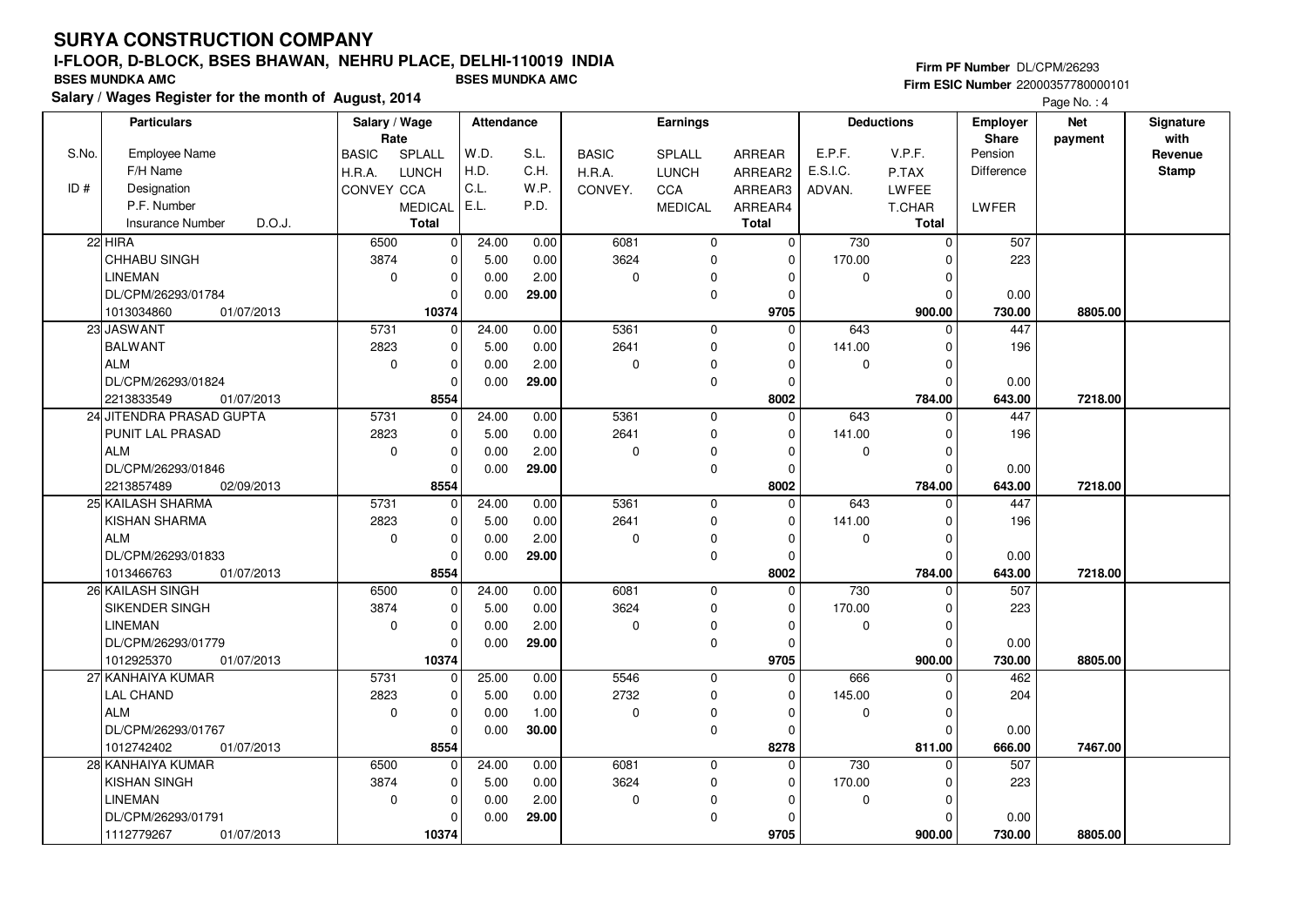# SURYA CONSTRUCTION COMPANY

## I-FLOOR, D-BLOCK, BSES BHAWAN, NEHRU PLACE, DELHI-110019 INDIA

**BSES MUNDKA AMC** — **BSES MUNDKA AMC**

**Salary / Wages Register for the month of August, 2014**

**Firm PF Number** DL/CPM/26293
**Firm ESIC Number** 22000357780000101

Page No. : 4

| S.No. / ID # | Particulars: Employee Name / F/H Name / Designation / P.F. Number / Insurance Number D.O.J. | Salary / Wage Rate: BASIC / H.R.A. / CONVEY | SPLALL / LUNCH / CCA / MEDICAL / Total | Attendance: W.D. / H.D. / C.L. / E.L. | S.L. / C.H. / W.P. / P.D. | Earnings: BASIC / H.R.A. / CONVEY. | SPLALL / LUNCH / CCA / MEDICAL | ARREAR / ARREAR2 / ARREAR3 / ARREAR4 / Total | Deductions: E.P.F. / E.S.I.C. / ADVAN. | V.P.F. / P.TAX / LWFEE / T.CHAR / Total | Employer Share: Pension / Difference / LWFER | Net payment | Signature with Revenue Stamp |
|---|---|---|---|---|---|---|---|---|---|---|---|---|---|
| 22 | HIRA / CHHABU SINGH / LINEMAN / DL/CPM/26293/01784 / 1013034860 01/07/2013 | 6500 / 3874 / 0 | 0 / 0 / 0 / 0 / 10374 | 24.00 / 5.00 / 0.00 / 0.00 | 0.00 / 0.00 / 2.00 / 29.00 | 6081 / 3624 / 0 | 0 / 0 / 0 / 0 | 0 / 0 / 0 / 0 / 9705 | 730 / 170.00 / 0 | 0 / 0 / 0 / 0 / 900.00 | 507 / 223 / 0.00 / 730.00 | 8805.00 | |
| 23 | JASWANT / BALWANT / ALM / DL/CPM/26293/01824 / 2213833549 01/07/2013 | 5731 / 2823 / 0 | 0 / 0 / 0 / 0 / 8554 | 24.00 / 5.00 / 0.00 / 0.00 | 0.00 / 0.00 / 2.00 / 29.00 | 5361 / 2641 / 0 | 0 / 0 / 0 / 0 | 0 / 0 / 0 / 0 / 8002 | 643 / 141.00 / 0 | 0 / 0 / 0 / 0 / 784.00 | 447 / 196 / 0.00 / 643.00 | 7218.00 | |
| 24 | JITENDRA PRASAD GUPTA / PUNIT LAL PRASAD / ALM / DL/CPM/26293/01846 / 2213857489 02/09/2013 | 5731 / 2823 / 0 | 0 / 0 / 0 / 0 / 8554 | 24.00 / 5.00 / 0.00 / 0.00 | 0.00 / 0.00 / 2.00 / 29.00 | 5361 / 2641 / 0 | 0 / 0 / 0 / 0 | 0 / 0 / 0 / 0 / 8002 | 643 / 141.00 / 0 | 0 / 0 / 0 / 0 / 784.00 | 447 / 196 / 0.00 / 643.00 | 7218.00 | |
| 25 | KAILASH SHARMA / KISHAN SHARMA / ALM / DL/CPM/26293/01833 / 1013466763 01/07/2013 | 5731 / 2823 / 0 | 0 / 0 / 0 / 0 / 8554 | 24.00 / 5.00 / 0.00 / 0.00 | 0.00 / 0.00 / 2.00 / 29.00 | 5361 / 2641 / 0 | 0 / 0 / 0 / 0 | 0 / 0 / 0 / 0 / 8002 | 643 / 141.00 / 0 | 0 / 0 / 0 / 0 / 784.00 | 447 / 196 / 0.00 / 643.00 | 7218.00 | |
| 26 | KAILASH SINGH / SIKENDER SINGH / LINEMAN / DL/CPM/26293/01779 / 1012925370 01/07/2013 | 6500 / 3874 / 0 | 0 / 0 / 0 / 0 / 10374 | 24.00 / 5.00 / 0.00 / 0.00 | 0.00 / 0.00 / 2.00 / 29.00 | 6081 / 3624 / 0 | 0 / 0 / 0 / 0 | 0 / 0 / 0 / 0 / 9705 | 730 / 170.00 / 0 | 0 / 0 / 0 / 0 / 900.00 | 507 / 223 / 0.00 / 730.00 | 8805.00 | |
| 27 | KANHAIYA KUMAR / LAL CHAND / ALM / DL/CPM/26293/01767 / 1012742402 01/07/2013 | 5731 / 2823 / 0 | 0 / 0 / 0 / 0 / 8554 | 25.00 / 5.00 / 0.00 / 0.00 | 0.00 / 0.00 / 1.00 / 30.00 | 5546 / 2732 / 0 | 0 / 0 / 0 / 0 | 0 / 0 / 0 / 0 / 8278 | 666 / 145.00 / 0 | 0 / 0 / 0 / 0 / 811.00 | 462 / 204 / 0.00 / 666.00 | 7467.00 | |
| 28 | KANHAIYA KUMAR / KISHAN SINGH / LINEMAN / DL/CPM/26293/01791 / 1112779267 01/07/2013 | 6500 / 3874 / 0 | 0 / 0 / 0 / 0 / 10374 | 24.00 / 5.00 / 0.00 / 0.00 | 0.00 / 0.00 / 2.00 / 29.00 | 6081 / 3624 / 0 | 0 / 0 / 0 / 0 | 0 / 0 / 0 / 0 / 9705 | 730 / 170.00 / 0 | 0 / 0 / 0 / 0 / 900.00 | 507 / 223 / 0.00 / 730.00 | 8805.00 | |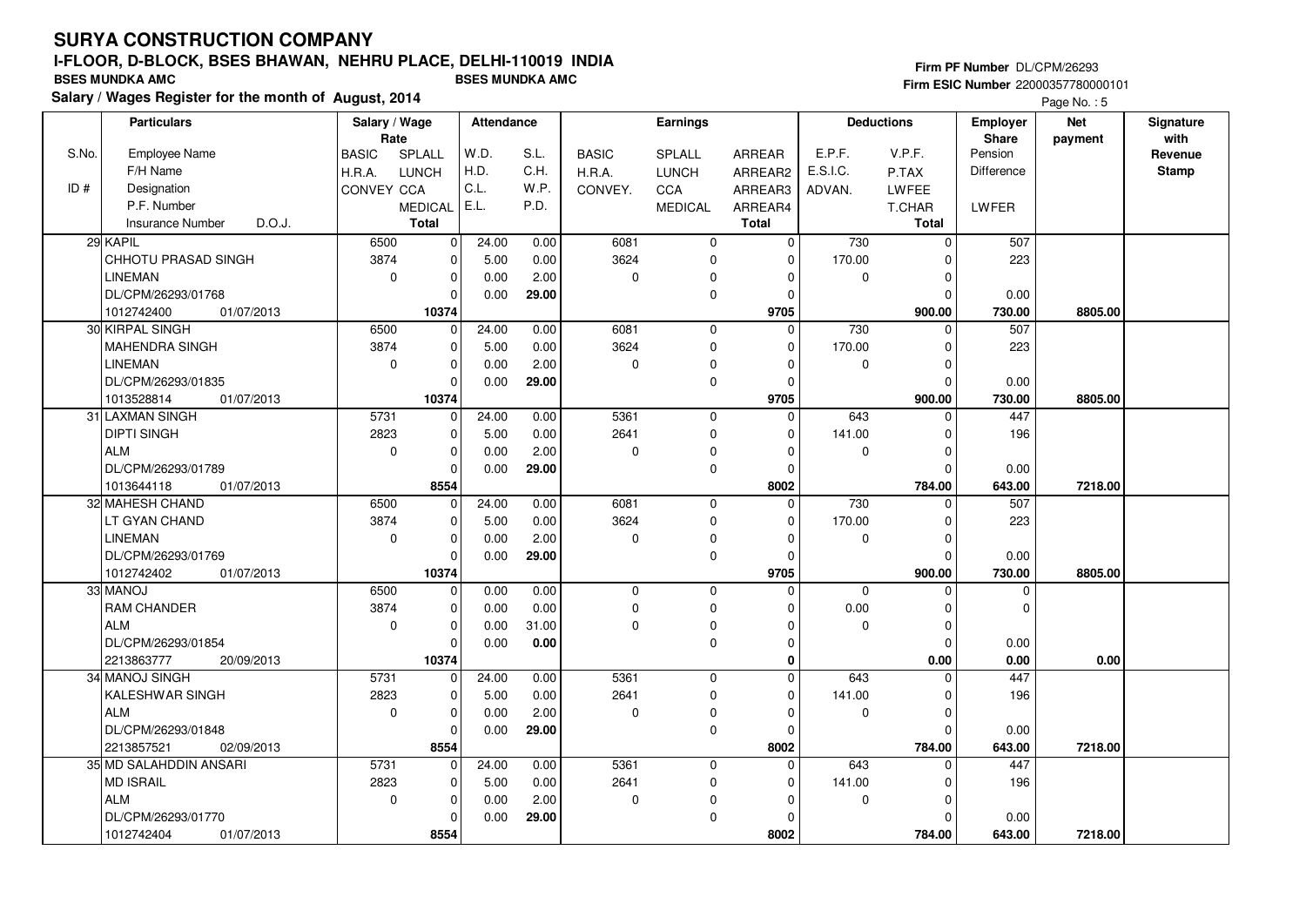# SURYA CONSTRUCTION COMPANY

**I-FLOOR, D-BLOCK, BSES BHAWAN, NEHRU PLACE, DELHI-110019 INDIA**

**BSES MUNDKA AMC** **BSES MUNDKA AMC**

**Salary / Wages Register for the month of August, 2014**

**Firm PF Number** DL/CPM/26293
**Firm ESIC Number** 22000357780000101

| S.No. / ID # | Particulars: Employee Name / F/H Name / Designation / P.F. Number / Insurance Number D.O.J. | Salary / Wage Rate: BASIC / H.R.A. / CONVEY | SPLALL / LUNCH / CCA / MEDICAL / Total | Attendance: W.D. / H.D. / C.L. / E.L. | S.L. / C.H. / W.P. / P.D. | Earnings: BASIC / H.R.A. / CONVEY. | SPLALL / LUNCH / CCA / MEDICAL | ARREAR / ARREAR2 / ARREAR3 / ARREAR4 / Total | Deductions: E.P.F. / E.S.I.C. / ADVAN. | V.P.F. / P.TAX / LWFEE / T.CHAR / Total | Employer Share: Pension / Difference / LWFER | Net payment | Signature with Revenue Stamp |
|---|---|---|---|---|---|---|---|---|---|---|---|---|---|
| 29 | KAPIL | 6500 | 0 | 24.00 | 0.00 | 6081 | 0 | 0 | 730 | 0 | 507 | | |
| | CHHOTU PRASAD SINGH | 3874 | 0 | 5.00 | 0.00 | 3624 | 0 | 0 | 170.00 | 0 | 223 | | |
| | LINEMAN | 0 | 0 | 0.00 | 2.00 | 0 | 0 | 0 | 0 | 0 | | | |
| | DL/CPM/26293/01768 | | 0 | 0.00 | 29.00 | | 0 | 0 | | 0 | 0.00 | | |
| | 1012742400 01/07/2013 | | 10374 | | | | | 9705 | | 900.00 | 730.00 | 8805.00 | |
| 30 | KIRPAL SINGH | 6500 | 0 | 24.00 | 0.00 | 6081 | 0 | 0 | 730 | 0 | 507 | | |
| | MAHENDRA SINGH | 3874 | 0 | 5.00 | 0.00 | 3624 | 0 | 0 | 170.00 | 0 | 223 | | |
| | LINEMAN | 0 | 0 | 0.00 | 2.00 | 0 | 0 | 0 | 0 | 0 | | | |
| | DL/CPM/26293/01835 | | 0 | 0.00 | 29.00 | | 0 | 0 | | 0 | 0.00 | | |
| | 1013528814 01/07/2013 | | 10374 | | | | | 9705 | | 900.00 | 730.00 | 8805.00 | |
| 31 | LAXMAN SINGH | 5731 | 0 | 24.00 | 0.00 | 5361 | 0 | 0 | 643 | 0 | 447 | | |
| | DIPTI SINGH | 2823 | 0 | 5.00 | 0.00 | 2641 | 0 | 0 | 141.00 | 0 | 196 | | |
| | ALM | 0 | 0 | 0.00 | 2.00 | 0 | 0 | 0 | 0 | 0 | | | |
| | DL/CPM/26293/01789 | | 0 | 0.00 | 29.00 | | 0 | 0 | | 0 | 0.00 | | |
| | 1013644118 01/07/2013 | | 8554 | | | | | 8002 | | 784.00 | 643.00 | 7218.00 | |
| 32 | MAHESH CHAND | 6500 | 0 | 24.00 | 0.00 | 6081 | 0 | 0 | 730 | 0 | 507 | | |
| | LT GYAN CHAND | 3874 | 0 | 5.00 | 0.00 | 3624 | 0 | 0 | 170.00 | 0 | 223 | | |
| | LINEMAN | 0 | 0 | 0.00 | 2.00 | 0 | 0 | 0 | 0 | 0 | | | |
| | DL/CPM/26293/01769 | | 0 | 0.00 | 29.00 | | 0 | 0 | | 0 | 0.00 | | |
| | 1012742402 01/07/2013 | | 10374 | | | | | 9705 | | 900.00 | 730.00 | 8805.00 | |
| 33 | MANOJ | 6500 | 0 | 0.00 | 0.00 | 0 | 0 | 0 | 0 | 0 | 0 | | |
| | RAM CHANDER | 3874 | 0 | 0.00 | 0.00 | 0 | 0 | 0 | 0.00 | 0 | 0 | | |
| | ALM | 0 | 0 | 0.00 | 31.00 | 0 | 0 | 0 | 0 | 0 | | | |
| | DL/CPM/26293/01854 | | 0 | 0.00 | 0.00 | | 0 | 0 | | 0 | 0.00 | | |
| | 2213863777 20/09/2013 | | 10374 | | | | | 0 | | 0.00 | 0.00 | 0.00 | |
| 34 | MANOJ SINGH | 5731 | 0 | 24.00 | 0.00 | 5361 | 0 | 0 | 643 | 0 | 447 | | |
| | KALESHWAR SINGH | 2823 | 0 | 5.00 | 0.00 | 2641 | 0 | 0 | 141.00 | 0 | 196 | | |
| | ALM | 0 | 0 | 0.00 | 2.00 | 0 | 0 | 0 | 0 | 0 | | | |
| | DL/CPM/26293/01848 | | 0 | 0.00 | 29.00 | | 0 | 0 | | 0 | 0.00 | | |
| | 2213857521 02/09/2013 | | 8554 | | | | | 8002 | | 784.00 | 643.00 | 7218.00 | |
| 35 | MD SALAHDDIN ANSARI | 5731 | 0 | 24.00 | 0.00 | 5361 | 0 | 0 | 643 | 0 | 447 | | |
| | MD ISRAIL | 2823 | 0 | 5.00 | 0.00 | 2641 | 0 | 0 | 141.00 | 0 | 196 | | |
| | ALM | 0 | 0 | 0.00 | 2.00 | 0 | 0 | 0 | 0 | 0 | | | |
| | DL/CPM/26293/01770 | | 0 | 0.00 | 29.00 | | 0 | 0 | | 0 | 0.00 | | |
| | 1012742404 01/07/2013 | | 8554 | | | | | 8002 | | 784.00 | 643.00 | 7218.00 | |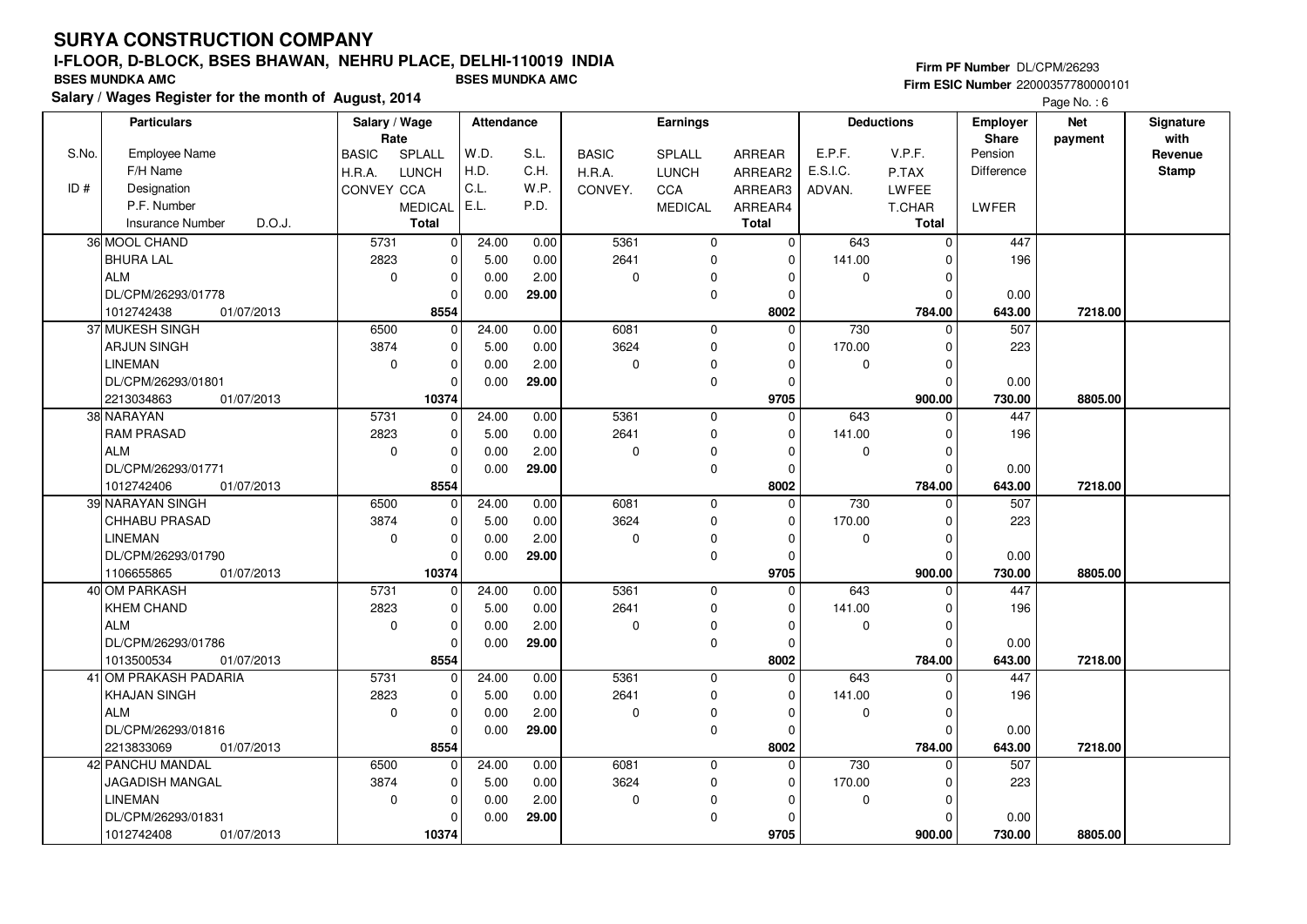# SURYA CONSTRUCTION COMPANY

## I-FLOOR, D-BLOCK, BSES BHAWAN, NEHRU PLACE, DELHI-110019 INDIA

**BSES MUNDKA AMC** BSES MUNDKA AMC

**Salary / Wages Register for the month of August, 2014**

**Firm PF Number** DL/CPM/26293
**Firm ESIC Number** 22000357780000101

| S.No. / ID # | Particulars: Employee Name / F/H Name / Designation / P.F. Number / Insurance Number D.O.J. | Salary / Wage Rate: BASIC / H.R.A. / CONVEY | Rate: SPLALL / LUNCH / CCA / MEDICAL / Total | Attendance: W.D. / H.D. / C.L. / E.L. | Attendance: S.L. / C.H. / W.P. / P.D. | Earnings: BASIC / H.R.A. / CONVEY. | Earnings: SPLALL / LUNCH / CCA / MEDICAL | Earnings: ARREAR / ARREAR2 / ARREAR3 / ARREAR4 / Total | Deductions: E.P.F. / E.S.I.C. / ADVAN. | Deductions: V.P.F. / P.TAX / LWFEE / T.CHAR / Total | Employer Share: Pension / Difference / LWFER | Net payment | Signature with Revenue Stamp |
|---|---|---|---|---|---|---|---|---|---|---|---|---|---|
| 36 | MOOL CHAND / BHURA LAL / ALM / DL/CPM/26293/01778 / 1012742438 01/07/2013 | 5731 / 2823 / 0 | 0 / 0 / 0 / 0 / **8554** | 24.00 / 5.00 / 0.00 / 0.00 | 0.00 / 0.00 / 2.00 / **29.00** | 5361 / 2641 / 0 | 0 / 0 / 0 / 0 | 0 / 0 / 0 / 0 / **8002** | 643 / 141.00 / 0 | 0 / 0 / 0 / 0 / **784.00** | 447 / 196 / 0.00 / **643.00** | **7218.00** | |
| 37 | MUKESH SINGH / ARJUN SINGH / LINEMAN / DL/CPM/26293/01801 / 2213034863 01/07/2013 | 6500 / 3874 / 0 | 0 / 0 / 0 / 0 / **10374** | 24.00 / 5.00 / 0.00 / 0.00 | 0.00 / 0.00 / 2.00 / **29.00** | 6081 / 3624 / 0 | 0 / 0 / 0 / 0 | 0 / 0 / 0 / 0 / **9705** | 730 / 170.00 / 0 | 0 / 0 / 0 / 0 / **900.00** | 507 / 223 / 0.00 / **730.00** | **8805.00** | |
| 38 | NARAYAN / RAM PRASAD / ALM / DL/CPM/26293/01771 / 1012742406 01/07/2013 | 5731 / 2823 / 0 | 0 / 0 / 0 / 0 / **8554** | 24.00 / 5.00 / 0.00 / 0.00 | 0.00 / 0.00 / 2.00 / **29.00** | 5361 / 2641 / 0 | 0 / 0 / 0 / 0 | 0 / 0 / 0 / 0 / **8002** | 643 / 141.00 / 0 | 0 / 0 / 0 / 0 / **784.00** | 447 / 196 / 0.00 / **643.00** | **7218.00** | |
| 39 | NARAYAN SINGH / CHHABU PRASAD / LINEMAN / DL/CPM/26293/01790 / 1106655865 01/07/2013 | 6500 / 3874 / 0 | 0 / 0 / 0 / 0 / **10374** | 24.00 / 5.00 / 0.00 / 0.00 | 0.00 / 0.00 / 2.00 / **29.00** | 6081 / 3624 / 0 | 0 / 0 / 0 / 0 | 0 / 0 / 0 / 0 / **9705** | 730 / 170.00 / 0 | 0 / 0 / 0 / 0 / **900.00** | 507 / 223 / 0.00 / **730.00** | **8805.00** | |
| 40 | OM PARKASH / KHEM CHAND / ALM / DL/CPM/26293/01786 / 1013500534 01/07/2013 | 5731 / 2823 / 0 | 0 / 0 / 0 / 0 / **8554** | 24.00 / 5.00 / 0.00 / 0.00 | 0.00 / 0.00 / 2.00 / **29.00** | 5361 / 2641 / 0 | 0 / 0 / 0 / 0 | 0 / 0 / 0 / 0 / **8002** | 643 / 141.00 / 0 | 0 / 0 / 0 / 0 / **784.00** | 447 / 196 / 0.00 / **643.00** | **7218.00** | |
| 41 | OM PRAKASH PADARIA / KHAJAN SINGH / ALM / DL/CPM/26293/01816 / 2213833069 01/07/2013 | 5731 / 2823 / 0 | 0 / 0 / 0 / 0 / **8554** | 24.00 / 5.00 / 0.00 / 0.00 | 0.00 / 0.00 / 2.00 / **29.00** | 5361 / 2641 / 0 | 0 / 0 / 0 / 0 | 0 / 0 / 0 / 0 / **8002** | 643 / 141.00 / 0 | 0 / 0 / 0 / 0 / **784.00** | 447 / 196 / 0.00 / **643.00** | **7218.00** | |
| 42 | PANCHU MANDAL / JAGADISH MANGAL / LINEMAN / DL/CPM/26293/01831 / 1012742408 01/07/2013 | 6500 / 3874 / 0 | 0 / 0 / 0 / 0 / **10374** | 24.00 / 5.00 / 0.00 / 0.00 | 0.00 / 0.00 / 2.00 / **29.00** | 6081 / 3624 / 0 | 0 / 0 / 0 / 0 | 0 / 0 / 0 / 0 / **9705** | 730 / 170.00 / 0 | 0 / 0 / 0 / 0 / **900.00** | 507 / 223 / 0.00 / **730.00** | **8805.00** | |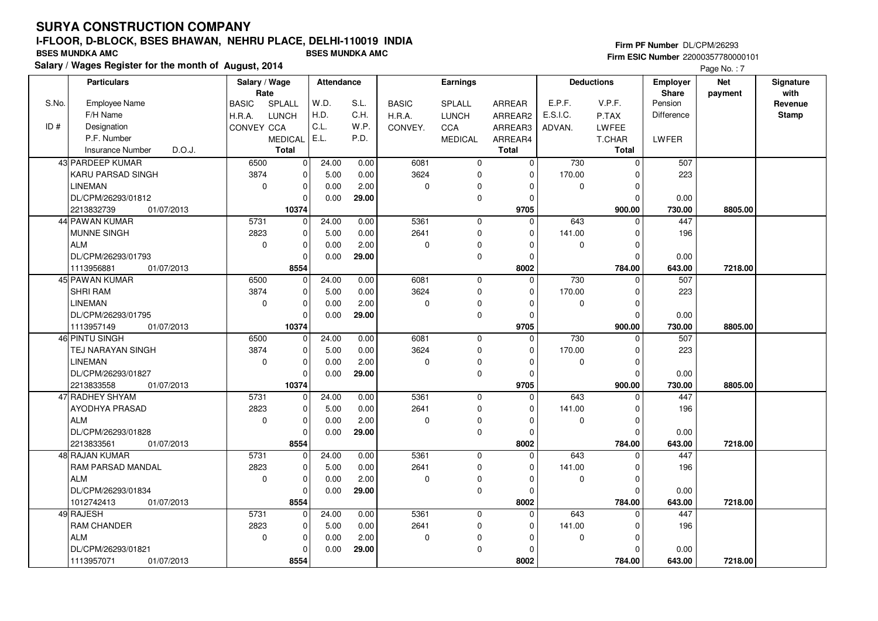# SURYA CONSTRUCTION COMPANY

## I-FLOOR, D-BLOCK, BSES BHAWAN, NEHRU PLACE, DELHI-110019 INDIA

**BSES MUNDKA AMC** — **BSES MUNDKA AMC**

**Salary / Wages Register for the month of August, 2014**

**Firm PF Number** DL/CPM/26293
**Firm ESIC Number** 22000357780000101

| S.No. / ID # | Particulars: Employee Name / F/H Name / Designation / P.F. Number / Insurance Number / D.O.J. | Salary / Wage Rate: BASIC / H.R.A. / CONVEY | SPLALL / LUNCH / CCA / MEDICAL / Total | Attendance: W.D. / H.D. / C.L. / E.L. | S.L. / C.H. / W.P. / P.D. | Earnings: BASIC / H.R.A. / CONVEY. | SPLALL / LUNCH / CCA / MEDICAL | ARREAR / ARREAR2 / ARREAR3 / ARREAR4 / Total | Deductions: E.P.F. / E.S.I.C. / ADVAN. | V.P.F. / P.TAX / LWFEE / T.CHAR / Total | Employer Share: Pension / Difference / LWFER | Net payment | Signature with Revenue Stamp |
|---|---|---|---|---|---|---|---|---|---|---|---|---|---|
| 43 | PARDEEP KUMAR<br>KARU PARSAD SINGH<br>LINEMAN<br>DL/CPM/26293/01812<br>2213832739 01/07/2013 | 6500<br>3874<br>0 | 0<br>0<br>0<br>0<br>10374 | 24.00<br>5.00<br>0.00<br>0.00 | 0.00<br>0.00<br>2.00<br>29.00 | 6081<br>3624<br>0 | 0<br>0<br>0<br>0 | 0<br>0<br>0<br>0<br>9705 | 730<br>170.00<br>0 | 0<br>0<br>0<br>0<br>900.00 | 507<br>223<br>0.00<br>730.00 | 8805.00 | |
| 44 | PAWAN KUMAR<br>MUNNE SINGH<br>ALM<br>DL/CPM/26293/01793<br>1113956881 01/07/2013 | 5731<br>2823<br>0 | 0<br>0<br>0<br>0<br>8554 | 24.00<br>5.00<br>0.00<br>0.00 | 0.00<br>0.00<br>2.00<br>29.00 | 5361<br>2641<br>0 | 0<br>0<br>0<br>0 | 0<br>0<br>0<br>0<br>8002 | 643<br>141.00<br>0 | 0<br>0<br>0<br>0<br>784.00 | 447<br>196<br>0.00<br>643.00 | 7218.00 | |
| 45 | PAWAN KUMAR<br>SHRI RAM<br>LINEMAN<br>DL/CPM/26293/01795<br>1113957149 01/07/2013 | 6500<br>3874<br>0 | 0<br>0<br>0<br>0<br>10374 | 24.00<br>5.00<br>0.00<br>0.00 | 0.00<br>0.00<br>2.00<br>29.00 | 6081<br>3624<br>0 | 0<br>0<br>0<br>0 | 0<br>0<br>0<br>0<br>9705 | 730<br>170.00<br>0 | 0<br>0<br>0<br>0<br>900.00 | 507<br>223<br>0.00<br>730.00 | 8805.00 | |
| 46 | PINTU SINGH<br>TEJ NARAYAN SINGH<br>LINEMAN<br>DL/CPM/26293/01827<br>2213833558 01/07/2013 | 6500<br>3874<br>0 | 0<br>0<br>0<br>0<br>10374 | 24.00<br>5.00<br>0.00<br>0.00 | 0.00<br>0.00<br>2.00<br>29.00 | 6081<br>3624<br>0 | 0<br>0<br>0<br>0 | 0<br>0<br>0<br>0<br>9705 | 730<br>170.00<br>0 | 0<br>0<br>0<br>0<br>900.00 | 507<br>223<br>0.00<br>730.00 | 8805.00 | |
| 47 | RADHEY SHYAM<br>AYODHYA PRASAD<br>ALM<br>DL/CPM/26293/01828<br>2213833561 01/07/2013 | 5731<br>2823<br>0 | 0<br>0<br>0<br>0<br>8554 | 24.00<br>5.00<br>0.00<br>0.00 | 0.00<br>0.00<br>2.00<br>29.00 | 5361<br>2641<br>0 | 0<br>0<br>0<br>0 | 0<br>0<br>0<br>0<br>8002 | 643<br>141.00<br>0 | 0<br>0<br>0<br>0<br>784.00 | 447<br>196<br>0.00<br>643.00 | 7218.00 | |
| 48 | RAJAN KUMAR<br>RAM PARSAD MANDAL<br>ALM<br>DL/CPM/26293/01834<br>1012742413 01/07/2013 | 5731<br>2823<br>0 | 0<br>0<br>0<br>0<br>8554 | 24.00<br>5.00<br>0.00<br>0.00 | 0.00<br>0.00<br>2.00<br>29.00 | 5361<br>2641<br>0 | 0<br>0<br>0<br>0 | 0<br>0<br>0<br>0<br>8002 | 643<br>141.00<br>0 | 0<br>0<br>0<br>0<br>784.00 | 447<br>196<br>0.00<br>643.00 | 7218.00 | |
| 49 | RAJESH<br>RAM CHANDER<br>ALM<br>DL/CPM/26293/01821<br>1113957071 01/07/2013 | 5731<br>2823<br>0 | 0<br>0<br>0<br>0<br>8554 | 24.00<br>5.00<br>0.00<br>0.00 | 0.00<br>0.00<br>2.00<br>29.00 | 5361<br>2641<br>0 | 0<br>0<br>0<br>0 | 0<br>0<br>0<br>0<br>8002 | 643<br>141.00<br>0 | 0<br>0<br>0<br>0<br>784.00 | 447<br>196<br>0.00<br>643.00 | 7218.00 | |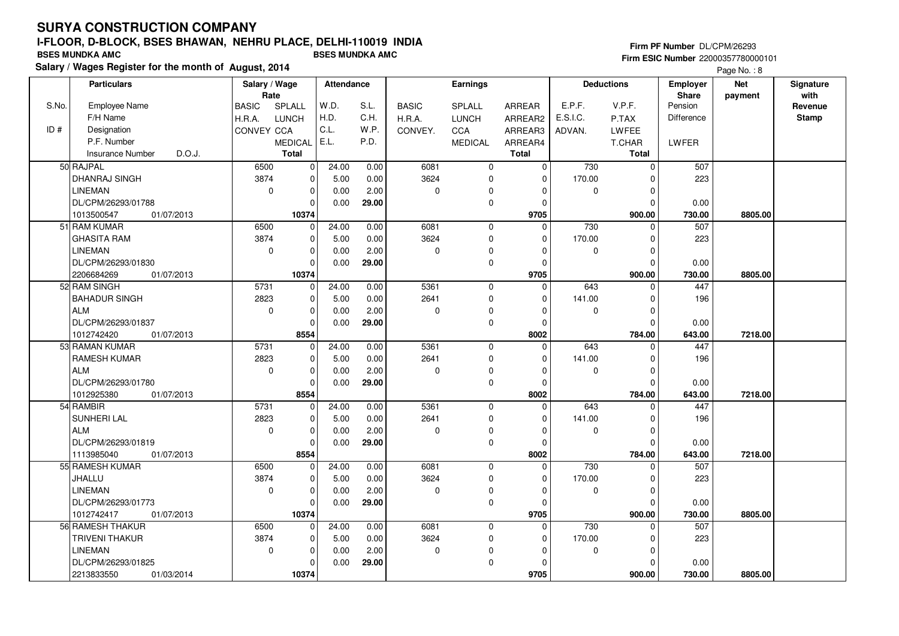# SURYA CONSTRUCTION COMPANY

**I-FLOOR, D-BLOCK, BSES BHAWAN, NEHRU PLACE, DELHI-110019 INDIA**

**BSES MUNDKA AMC** **BSES MUNDKA AMC**

**Salary / Wages Register for the month of August, 2014**

**Firm PF Number** DL/CPM/26293
**Firm ESIC Number** 22000357780000101

| S.No. / ID # | Particulars: Employee Name / F/H Name / Designation / P.F. Number / Insurance Number, D.O.J. | Salary / Wage Rate: BASIC / H.R.A. / CONVEY | Salary / Wage Rate: SPLALL / LUNCH / CCA / MEDICAL / Total | Attendance: W.D. / H.D. / C.L. / E.L. | Attendance: S.L. / C.H. / W.P. / P.D. | Earnings: BASIC / H.R.A. / CONVEY. | Earnings: SPLALL / LUNCH / CCA / MEDICAL | Earnings: ARREAR / ARREAR2 / ARREAR3 / ARREAR4 / Total | Deductions: E.P.F. / E.S.I.C. / ADVAN. | Deductions: V.P.F. / P.TAX / LWFEE / T.CHAR / Total | Employer Share: Pension / Difference / LWFER | Net payment | Signature with Revenue Stamp |
|---|---|---|---|---|---|---|---|---|---|---|---|---|---|
| 50 | RAJPAL<br>DHANRAJ SINGH<br>LINEMAN<br>DL/CPM/26293/01788<br>1013500547 01/07/2013 | 6500<br>3874<br>0 | 0<br>0<br>0<br>0<br>**10374** | 24.00<br>5.00<br>0.00<br>0.00 | 0.00<br>0.00<br>2.00<br>**29.00** | 6081<br>3624<br>0 | 0<br>0<br>0<br>0 | 0<br>0<br>0<br>0<br>**9705** | 730<br>170.00<br>0 | 0<br>0<br>0<br>0<br>**900.00** | 507<br>223<br>0.00<br>**730.00** | **8805.00** | |
| 51 | RAM KUMAR<br>GHASITA RAM<br>LINEMAN<br>DL/CPM/26293/01830<br>2206684269 01/07/2013 | 6500<br>3874<br>0 | 0<br>0<br>0<br>0<br>**10374** | 24.00<br>5.00<br>0.00<br>0.00 | 0.00<br>0.00<br>2.00<br>**29.00** | 6081<br>3624<br>0 | 0<br>0<br>0<br>0 | 0<br>0<br>0<br>0<br>**9705** | 730<br>170.00<br>0 | 0<br>0<br>0<br>0<br>**900.00** | 507<br>223<br>0.00<br>**730.00** | **8805.00** | |
| 52 | RAM SINGH<br>BAHADUR SINGH<br>ALM<br>DL/CPM/26293/01837<br>1012742420 01/07/2013 | 5731<br>2823<br>0 | 0<br>0<br>0<br>0<br>**8554** | 24.00<br>5.00<br>0.00<br>0.00 | 0.00<br>0.00<br>2.00<br>**29.00** | 5361<br>2641<br>0 | 0<br>0<br>0<br>0 | 0<br>0<br>0<br>0<br>**8002** | 643<br>141.00<br>0 | 0<br>0<br>0<br>0<br>**784.00** | 447<br>196<br>0.00<br>**643.00** | **7218.00** | |
| 53 | RAMAN KUMAR<br>RAMESH KUMAR<br>ALM<br>DL/CPM/26293/01780<br>1012925380 01/07/2013 | 5731<br>2823<br>0 | 0<br>0<br>0<br>0<br>**8554** | 24.00<br>5.00<br>0.00<br>0.00 | 0.00<br>0.00<br>2.00<br>**29.00** | 5361<br>2641<br>0 | 0<br>0<br>0<br>0 | 0<br>0<br>0<br>0<br>**8002** | 643<br>141.00<br>0 | 0<br>0<br>0<br>0<br>**784.00** | 447<br>196<br>0.00<br>**643.00** | **7218.00** | |
| 54 | RAMBIR<br>SUNHERI LAL<br>ALM<br>DL/CPM/26293/01819<br>1113985040 01/07/2013 | 5731<br>2823<br>0 | 0<br>0<br>0<br>0<br>**8554** | 24.00<br>5.00<br>0.00<br>0.00 | 0.00<br>0.00<br>2.00<br>**29.00** | 5361<br>2641<br>0 | 0<br>0<br>0<br>0 | 0<br>0<br>0<br>0<br>**8002** | 643<br>141.00<br>0 | 0<br>0<br>0<br>0<br>**784.00** | 447<br>196<br>0.00<br>**643.00** | **7218.00** | |
| 55 | RAMESH KUMAR<br>JHALLU<br>LINEMAN<br>DL/CPM/26293/01773<br>1012742417 01/07/2013 | 6500<br>3874<br>0 | 0<br>0<br>0<br>0<br>**10374** | 24.00<br>5.00<br>0.00<br>0.00 | 0.00<br>0.00<br>2.00<br>**29.00** | 6081<br>3624<br>0 | 0<br>0<br>0<br>0 | 0<br>0<br>0<br>0<br>**9705** | 730<br>170.00<br>0 | 0<br>0<br>0<br>0<br>**900.00** | 507<br>223<br>0.00<br>**730.00** | **8805.00** | |
| 56 | RAMESH THAKUR<br>TRIVENI THAKUR<br>LINEMAN<br>DL/CPM/26293/01825<br>2213833550 01/03/2014 | 6500<br>3874<br>0 | 0<br>0<br>0<br>0<br>**10374** | 24.00<br>5.00<br>0.00<br>0.00 | 0.00<br>0.00<br>2.00<br>**29.00** | 6081<br>3624<br>0 | 0<br>0<br>0<br>0 | 0<br>0<br>0<br>0<br>**9705** | 730<br>170.00<br>0 | 0<br>0<br>0<br>0<br>**900.00** | 507<br>223<br>0.00<br>**730.00** | **8805.00** | |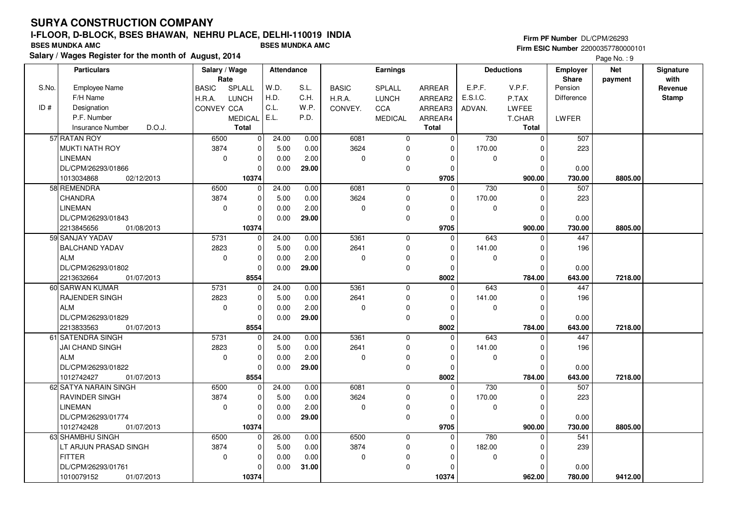# SURYA CONSTRUCTION COMPANY

**I-FLOOR, D-BLOCK, BSES BHAWAN, NEHRU PLACE, DELHI-110019 INDIA**

BSES MUNDKA AMC | BSES MUNDKA AMC

**Salary / Wages Register for the month of August, 2014**

Firm PF Number DL/CPM/26293

Firm ESIC Number 22000357780000101

Page No. : 9

| S.No. / ID # | Particulars: Employee Name / F/H Name / Designation / P.F. Number / Insurance Number, D.O.J. | Salary / Wage Rate: BASIC / H.R.A. / CONVEY | SPLALL / LUNCH / CCA / MEDICAL / Total | Attendance: W.D. / H.D. / C.L. / E.L. | S.L. / C.H. / W.P. / P.D. | Earnings: BASIC / H.R.A. / CONVEY. | SPLALL / LUNCH / CCA / MEDICAL | ARREAR / ARREAR2 / ARREAR3 / ARREAR4 / Total | Deductions: E.P.F. / E.S.I.C. / ADVAN. | V.P.F. / P.TAX / LWFEE / T.CHAR / Total | Employer Share: Pension / Difference / LWFER | Net payment | Signature with Revenue Stamp |
|---|---|---|---|---|---|---|---|---|---|---|---|---|---|
| 57 | RATAN ROY | 6500 | 0 | 24.00 | 0.00 | 6081 | 0 | 0 | 730 | 0 | 507 | | |
| | MUKTI NATH ROY | 3874 | 0 | 5.00 | 0.00 | 3624 | 0 | 0 | 170.00 | 0 | 223 | | |
| | LINEMAN | 0 | 0 | 0.00 | 2.00 | 0 | 0 | 0 | 0 | 0 | | | |
| | DL/CPM/26293/01866 | | 0 | 0.00 | **29.00** | | 0 | 0 | | 0 | 0.00 | | |
| | 1013034868 02/12/2013 | | **10374** | | | | | **9705** | | **900.00** | **730.00** | **8805.00** | |
| 58 | REMENDRA | 6500 | 0 | 24.00 | 0.00 | 6081 | 0 | 0 | 730 | 0 | 507 | | |
| | CHANDRA | 3874 | 0 | 5.00 | 0.00 | 3624 | 0 | 0 | 170.00 | 0 | 223 | | |
| | LINEMAN | 0 | 0 | 0.00 | 2.00 | 0 | 0 | 0 | 0 | 0 | | | |
| | DL/CPM/26293/01843 | | 0 | 0.00 | **29.00** | | 0 | 0 | | 0 | 0.00 | | |
| | 2213845656 01/08/2013 | | **10374** | | | | | **9705** | | **900.00** | **730.00** | **8805.00** | |
| 59 | SANJAY YADAV | 5731 | 0 | 24.00 | 0.00 | 5361 | 0 | 0 | 643 | 0 | 447 | | |
| | BALCHAND YADAV | 2823 | 0 | 5.00 | 0.00 | 2641 | 0 | 0 | 141.00 | 0 | 196 | | |
| | ALM | 0 | 0 | 0.00 | 2.00 | 0 | 0 | 0 | 0 | 0 | | | |
| | DL/CPM/26293/01802 | | 0 | 0.00 | **29.00** | | 0 | 0 | | 0 | 0.00 | | |
| | 2213632664 01/07/2013 | | **8554** | | | | | **8002** | | **784.00** | **643.00** | **7218.00** | |
| 60 | SARWAN KUMAR | 5731 | 0 | 24.00 | 0.00 | 5361 | 0 | 0 | 643 | 0 | 447 | | |
| | RAJENDER SINGH | 2823 | 0 | 5.00 | 0.00 | 2641 | 0 | 0 | 141.00 | 0 | 196 | | |
| | ALM | 0 | 0 | 0.00 | 2.00 | 0 | 0 | 0 | 0 | 0 | | | |
| | DL/CPM/26293/01829 | | 0 | 0.00 | **29.00** | | 0 | 0 | | 0 | 0.00 | | |
| | 2213833563 01/07/2013 | | **8554** | | | | | **8002** | | **784.00** | **643.00** | **7218.00** | |
| 61 | SATENDRA SINGH | 5731 | 0 | 24.00 | 0.00 | 5361 | 0 | 0 | 643 | 0 | 447 | | |
| | JAI CHAND SINGH | 2823 | 0 | 5.00 | 0.00 | 2641 | 0 | 0 | 141.00 | 0 | 196 | | |
| | ALM | 0 | 0 | 0.00 | 2.00 | 0 | 0 | 0 | 0 | 0 | | | |
| | DL/CPM/26293/01822 | | 0 | 0.00 | **29.00** | | 0 | 0 | | 0 | 0.00 | | |
| | 1012742427 01/07/2013 | | **8554** | | | | | **8002** | | **784.00** | **643.00** | **7218.00** | |
| 62 | SATYA NARAIN SINGH | 6500 | 0 | 24.00 | 0.00 | 6081 | 0 | 0 | 730 | 0 | 507 | | |
| | RAVINDER SINGH | 3874 | 0 | 5.00 | 0.00 | 3624 | 0 | 0 | 170.00 | 0 | 223 | | |
| | LINEMAN | 0 | 0 | 0.00 | 2.00 | 0 | 0 | 0 | 0 | 0 | | | |
| | DL/CPM/26293/01774 | | 0 | 0.00 | **29.00** | | 0 | 0 | | 0 | 0.00 | | |
| | 1012742428 01/07/2013 | | **10374** | | | | | **9705** | | **900.00** | **730.00** | **8805.00** | |
| 63 | SHAMBHU SINGH | 6500 | 0 | 26.00 | 0.00 | 6500 | 0 | 0 | 780 | 0 | 541 | | |
| | LT ARJUN PRASAD SINGH | 3874 | 0 | 5.00 | 0.00 | 3874 | 0 | 0 | 182.00 | 0 | 239 | | |
| | FITTER | 0 | 0 | 0.00 | 0.00 | 0 | 0 | 0 | 0 | 0 | | | |
| | DL/CPM/26293/01761 | | 0 | 0.00 | **31.00** | | 0 | 0 | | 0 | 0.00 | | |
| | 1010079152 01/07/2013 | | **10374** | | | | | **10374** | | **962.00** | **780.00** | **9412.00** | |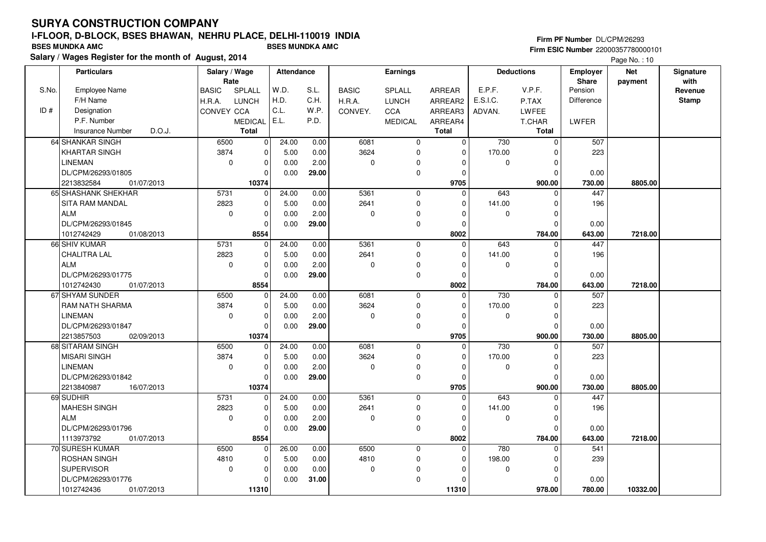# SURYA CONSTRUCTION COMPANY

## I-FLOOR, D-BLOCK, BSES BHAWAN, NEHRU PLACE, DELHI-110019 INDIA

**BSES MUNDKA AMC** **BSES MUNDKA AMC**

**Salary / Wages Register for the month of August, 2014**

**Firm PF Number** DL/CPM/26293
**Firm ESIC Number** 22000357780000101

| S.No. / ID # | Employee Name / F/H Name / Designation / P.F. Number / Insurance Number / D.O.J. | Salary / Wage Rate: BASIC / H.R.A. / CONVEY | SPLALL / LUNCH / CCA / MEDICAL / Total | Attendance: W.D. / H.D. / C.L. / E.L. | S.L. / C.H. / W.P. / P.D. | Earnings: BASIC / H.R.A. / CONVEY. | SPLALL / LUNCH / CCA / MEDICAL | ARREAR / ARREAR2 / ARREAR3 / ARREAR4 / Total | Deductions: E.P.F. / E.S.I.C. / ADVAN. | V.P.F. / P.TAX / LWFEE / T.CHAR / Total | Employer Share: Pension / Difference / LWFER | Net payment | Signature with Revenue Stamp |
|---|---|---|---|---|---|---|---|---|---|---|---|---|---|
| 64 | SHANKAR SINGH<br>KHARTAR SINGH<br>LINEMAN<br>DL/CPM/26293/01805<br>2213832584 01/07/2013 | 6500<br>3874<br>0 | 0<br>0<br>0<br>0<br>10374 | 24.00<br>5.00<br>0.00<br>0.00 | 0.00<br>0.00<br>2.00<br>29.00 | 6081<br>3624<br>0 | 0<br>0<br>0<br>0 | 0<br>0<br>0<br>0<br>9705 | 730<br>170.00<br>0 | 0<br>0<br>0<br>0<br>900.00 | 507<br>223<br>0.00<br>730.00 | 8805.00 | |
| 65 | SHASHANK SHEKHAR<br>SITA RAM MANDAL<br>ALM<br>DL/CPM/26293/01845<br>1012742429 01/08/2013 | 5731<br>2823<br>0 | 0<br>0<br>0<br>0<br>8554 | 24.00<br>5.00<br>0.00<br>0.00 | 0.00<br>0.00<br>2.00<br>29.00 | 5361<br>2641<br>0 | 0<br>0<br>0<br>0 | 0<br>0<br>0<br>0<br>8002 | 643<br>141.00<br>0 | 0<br>0<br>0<br>0<br>784.00 | 447<br>196<br>0.00<br>643.00 | 7218.00 | |
| 66 | SHIV KUMAR<br>CHALITRA LAL<br>ALM<br>DL/CPM/26293/01775<br>1012742430 01/07/2013 | 5731<br>2823<br>0 | 0<br>0<br>0<br>0<br>8554 | 24.00<br>5.00<br>0.00<br>0.00 | 0.00<br>0.00<br>2.00<br>29.00 | 5361<br>2641<br>0 | 0<br>0<br>0<br>0 | 0<br>0<br>0<br>0<br>8002 | 643<br>141.00<br>0 | 0<br>0<br>0<br>0<br>784.00 | 447<br>196<br>0.00<br>643.00 | 7218.00 | |
| 67 | SHYAM SUNDER<br>RAM NATH SHARMA<br>LINEMAN<br>DL/CPM/26293/01847<br>2213857503 02/09/2013 | 6500<br>3874<br>0 | 0<br>0<br>0<br>0<br>10374 | 24.00<br>5.00<br>0.00<br>0.00 | 0.00<br>0.00<br>2.00<br>29.00 | 6081<br>3624<br>0 | 0<br>0<br>0<br>0 | 0<br>0<br>0<br>0<br>9705 | 730<br>170.00<br>0 | 0<br>0<br>0<br>0<br>900.00 | 507<br>223<br>0.00<br>730.00 | 8805.00 | |
| 68 | SITARAM SINGH<br>MISARI SINGH<br>LINEMAN<br>DL/CPM/26293/01842<br>2213840987 16/07/2013 | 6500<br>3874<br>0 | 0<br>0<br>0<br>0<br>10374 | 24.00<br>5.00<br>0.00<br>0.00 | 0.00<br>0.00<br>2.00<br>29.00 | 6081<br>3624<br>0 | 0<br>0<br>0<br>0 | 0<br>0<br>0<br>0<br>9705 | 730<br>170.00<br>0 | 0<br>0<br>0<br>0<br>900.00 | 507<br>223<br>0.00<br>730.00 | 8805.00 | |
| 69 | SUDHIR<br>MAHESH SINGH<br>ALM<br>DL/CPM/26293/01796<br>1113973792 01/07/2013 | 5731<br>2823<br>0 | 0<br>0<br>0<br>0<br>8554 | 24.00<br>5.00<br>0.00<br>0.00 | 0.00<br>0.00<br>2.00<br>29.00 | 5361<br>2641<br>0 | 0<br>0<br>0<br>0 | 0<br>0<br>0<br>0<br>8002 | 643<br>141.00<br>0 | 0<br>0<br>0<br>0<br>784.00 | 447<br>196<br>0.00<br>643.00 | 7218.00 | |
| 70 | SURESH KUMAR<br>ROSHAN SINGH<br>SUPERVISOR<br>DL/CPM/26293/01776<br>1012742436 01/07/2013 | 6500<br>4810<br>0 | 0<br>0<br>0<br>0<br>11310 | 26.00<br>5.00<br>0.00<br>0.00 | 0.00<br>0.00<br>0.00<br>31.00 | 6500<br>4810<br>0 | 0<br>0<br>0<br>0 | 0<br>0<br>0<br>0<br>11310 | 780<br>198.00<br>0 | 0<br>0<br>0<br>0<br>978.00 | 541<br>239<br>0.00<br>780.00 | 10332.00 | |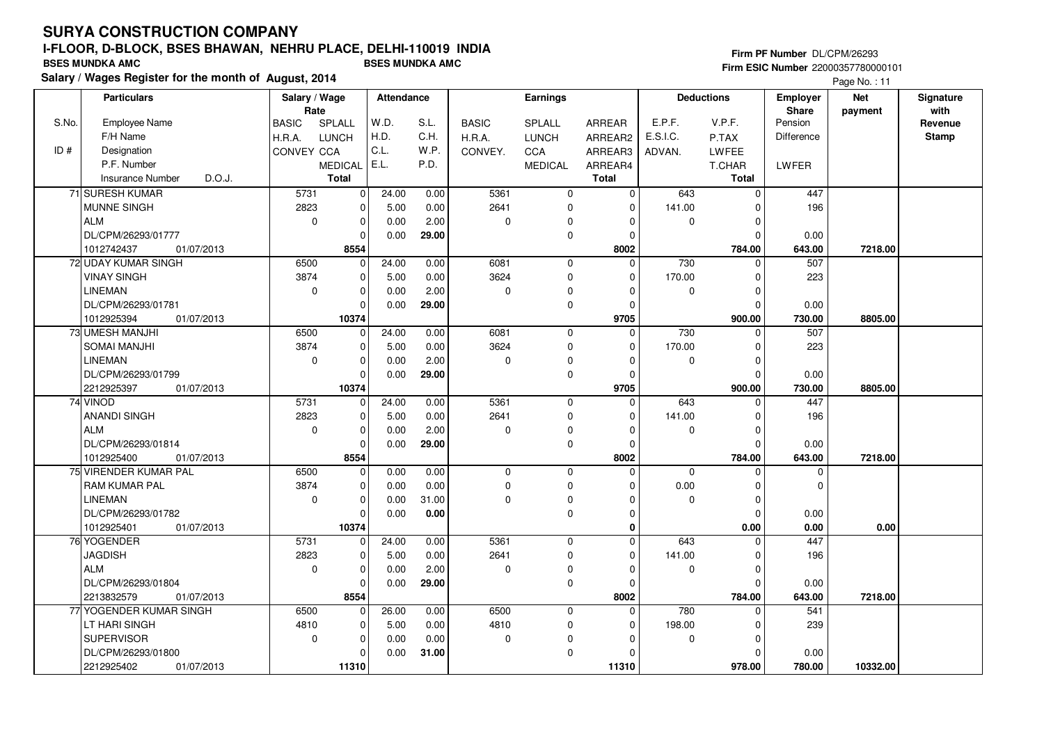# SURYA CONSTRUCTION COMPANY

**I-FLOOR, D-BLOCK, BSES BHAWAN, NEHRU PLACE, DELHI-110019 INDIA**

**BSES MUNDKA AMC** **BSES MUNDKA AMC**

**Salary / Wages Register for the month of August, 2014**

**Firm PF Number** DL/CPM/26293
**Firm ESIC Number** 22000357780000101

Page No. : 11

| S.No. / ID # | Particulars: Employee Name / F/H Name / Designation / P.F. Number / Insurance Number / D.O.J. | Salary / Wage Rate: BASIC / H.R.A. / CONVEY | SPLALL / LUNCH / CCA / MEDICAL / Total | Attendance: W.D. / H.D. / C.L. / E.L. | S.L. / C.H. / W.P. / P.D. | Earnings: BASIC / H.R.A. / CONVEY. | SPLALL / LUNCH / CCA / MEDICAL | ARREAR / ARREAR2 / ARREAR3 / ARREAR4 / Total | Deductions: E.P.F. / E.S.I.C. / ADVAN. | V.P.F. / P.TAX / LWFEE / T.CHAR / Total | Employer Share: Pension / Difference / LWFER | Net payment | Signature with Revenue Stamp |
|---|---|---|---|---|---|---|---|---|---|---|---|---|---|
| 71 | SURESH KUMAR<br>MUNNE SINGH<br>ALM<br>DL/CPM/26293/01777<br>1012742437 01/07/2013 | 5731<br>2823<br>0 | 0<br>0<br>0<br>0<br>**8554** | 24.00<br>5.00<br>0.00<br>0.00 | 0.00<br>0.00<br>2.00<br>**29.00** | 5361<br>2641<br>0 | 0<br>0<br>0<br>0 | 0<br>0<br>0<br>0<br>**8002** | 643<br>141.00<br>0 | 0<br>0<br>0<br>0<br>**784.00** | 447<br>196<br>0.00<br>**643.00** | **7218.00** | |
| 72 | UDAY KUMAR SINGH<br>VINAY SINGH<br>LINEMAN<br>DL/CPM/26293/01781<br>1012925394 01/07/2013 | 6500<br>3874<br>0 | 0<br>0<br>0<br>0<br>**10374** | 24.00<br>5.00<br>0.00<br>0.00 | 0.00<br>0.00<br>2.00<br>**29.00** | 6081<br>3624<br>0 | 0<br>0<br>0<br>0 | 0<br>0<br>0<br>0<br>**9705** | 730<br>170.00<br>0 | 0<br>0<br>0<br>0<br>**900.00** | 507<br>223<br>0.00<br>**730.00** | **8805.00** | |
| 73 | UMESH MANJHI<br>SOMAI MANJHI<br>LINEMAN<br>DL/CPM/26293/01799<br>2212925397 01/07/2013 | 6500<br>3874<br>0 | 0<br>0<br>0<br>0<br>**10374** | 24.00<br>5.00<br>0.00<br>0.00 | 0.00<br>0.00<br>2.00<br>**29.00** | 6081<br>3624<br>0 | 0<br>0<br>0<br>0 | 0<br>0<br>0<br>0<br>**9705** | 730<br>170.00<br>0 | 0<br>0<br>0<br>0<br>**900.00** | 507<br>223<br>0.00<br>**730.00** | **8805.00** | |
| 74 | VINOD<br>ANANDI SINGH<br>ALM<br>DL/CPM/26293/01814<br>1012925400 01/07/2013 | 5731<br>2823<br>0 | 0<br>0<br>0<br>0<br>**8554** | 24.00<br>5.00<br>0.00<br>0.00 | 0.00<br>0.00<br>2.00<br>**29.00** | 5361<br>2641<br>0 | 0<br>0<br>0<br>0 | 0<br>0<br>0<br>0<br>**8002** | 643<br>141.00<br>0 | 0<br>0<br>0<br>0<br>**784.00** | 447<br>196<br>0.00<br>**643.00** | **7218.00** | |
| 75 | VIRENDER KUMAR PAL<br>RAM KUMAR PAL<br>LINEMAN<br>DL/CPM/26293/01782<br>1012925401 01/07/2013 | 6500<br>3874<br>0 | 0<br>0<br>0<br>0<br>**10374** | 0.00<br>0.00<br>0.00<br>0.00 | 0.00<br>0.00<br>31.00<br>**0.00** | 0<br>0<br>0 | 0<br>0<br>0<br>0 | 0<br>0<br>0<br>0<br>**0** | 0<br>0.00<br>0 | 0<br>0<br>0<br>0<br>**0.00** | 0<br>0<br>0.00<br>**0.00** | **0.00** | |
| 76 | YOGENDER<br>JAGDISH<br>ALM<br>DL/CPM/26293/01804<br>2213832579 01/07/2013 | 5731<br>2823<br>0 | 0<br>0<br>0<br>0<br>**8554** | 24.00<br>5.00<br>0.00<br>0.00 | 0.00<br>0.00<br>2.00<br>**29.00** | 5361<br>2641<br>0 | 0<br>0<br>0<br>0 | 0<br>0<br>0<br>0<br>**8002** | 643<br>141.00<br>0 | 0<br>0<br>0<br>0<br>**784.00** | 447<br>196<br>0.00<br>**643.00** | **7218.00** | |
| 77 | YOGENDER KUMAR SINGH<br>LT HARI SINGH<br>SUPERVISOR<br>DL/CPM/26293/01800<br>2212925402 01/07/2013 | 6500<br>4810<br>0 | 0<br>0<br>0<br>0<br>**11310** | 26.00<br>5.00<br>0.00<br>0.00 | 0.00<br>0.00<br>0.00<br>**31.00** | 6500<br>4810<br>0 | 0<br>0<br>0<br>0 | 0<br>0<br>0<br>0<br>**11310** | 780<br>198.00<br>0 | 0<br>0<br>0<br>0<br>**978.00** | 541<br>239<br>0.00<br>**780.00** | **10332.00** | |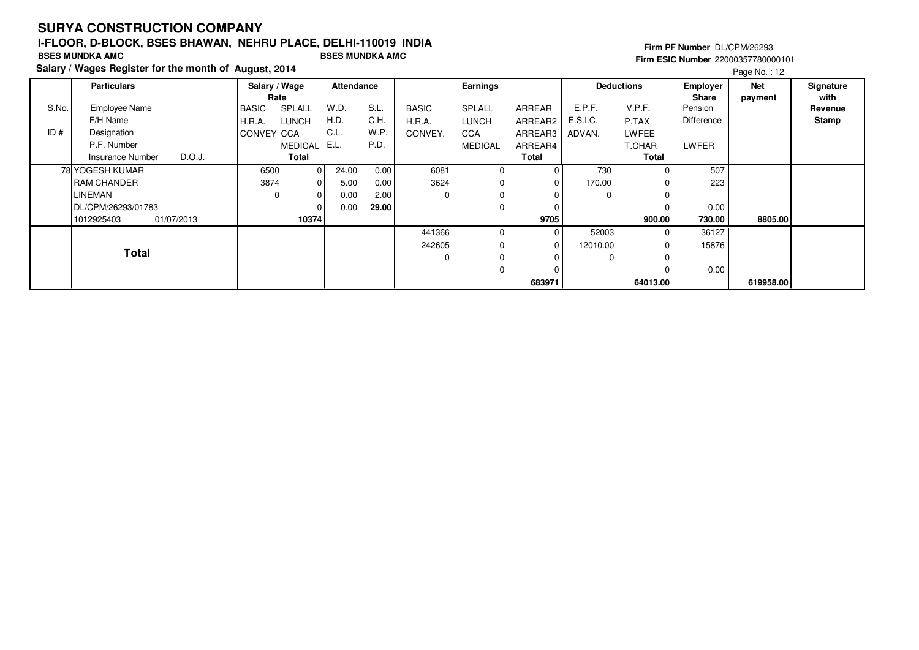# SURYA CONSTRUCTION COMPANY

## I-FLOOR, D-BLOCK, BSES BHAWAN, NEHRU PLACE, DELHI-110019 INDIA

**BSES MUNDKA AMC** **BSES MUNDKA AMC**

**Salary / Wages Register for the month of August, 2014**

**Firm PF Number** DL/CPM/26293
**Firm ESIC Number** 22000357780000101

Page No. : 12

| S.No. / ID # | Particulars: Employee Name / F/H Name / Designation / P.F. Number / Insurance Number D.O.J. | Salary / Wage Rate: BASIC / H.R.A. / CONVEY | Salary / Wage Rate: SPLALL / LUNCH / CCA / MEDICAL / Total | Attendance: W.D. / H.D. / C.L. / E.L. | Attendance: S.L. / C.H. / W.P. / P.D. | Earnings: BASIC / H.R.A. / CONVEY. | Earnings: SPLALL / LUNCH / CCA / MEDICAL | Earnings: ARREAR / ARREAR2 / ARREAR3 / ARREAR4 / Total | Deductions: E.P.F. / E.S.I.C. / ADVAN. | Deductions: V.P.F. / P.TAX / LWFEE / T.CHAR / Total | Employer Share: Pension / Difference / LWFER | Net payment | Signature with Revenue Stamp |
|---|---|---|---|---|---|---|---|---|---|---|---|---|---|
| 78 | YOGESH KUMAR | 6500 | 0 | 24.00 | 0.00 | 6081 | 0 | 0 | 730 | 0 | 507 | | |
| | RAM CHANDER | 3874 | 0 | 5.00 | 0.00 | 3624 | 0 | 0 | 170.00 | 0 | 223 | | |
| | LINEMAN | 0 | 0 | 0.00 | 2.00 | 0 | 0 | 0 | 0 | 0 | | | |
| | DL/CPM/26293/01783 | | 0 | 0.00 | **29.00** | | 0 | 0 | | 0 | 0.00 | | |
| | 1012925403 01/07/2013 | | **10374** | | | | | **9705** | | **900.00** | **730.00** | **8805.00** | |
| | | | | | | 441366 | 0 | 0 | 52003 | 0 | 36127 | | |
| | **Total** | | | | | 242605 | 0 | 0 | 12010.00 | 0 | 15876 | | |
| | | | | | | 0 | 0 | 0 | 0 | 0 | | | |
| | | | | | | | 0 | 0 | | 0 | 0.00 | | |
| | | | | | | | | **683971** | | **64013.00** | | **619958.00** | |